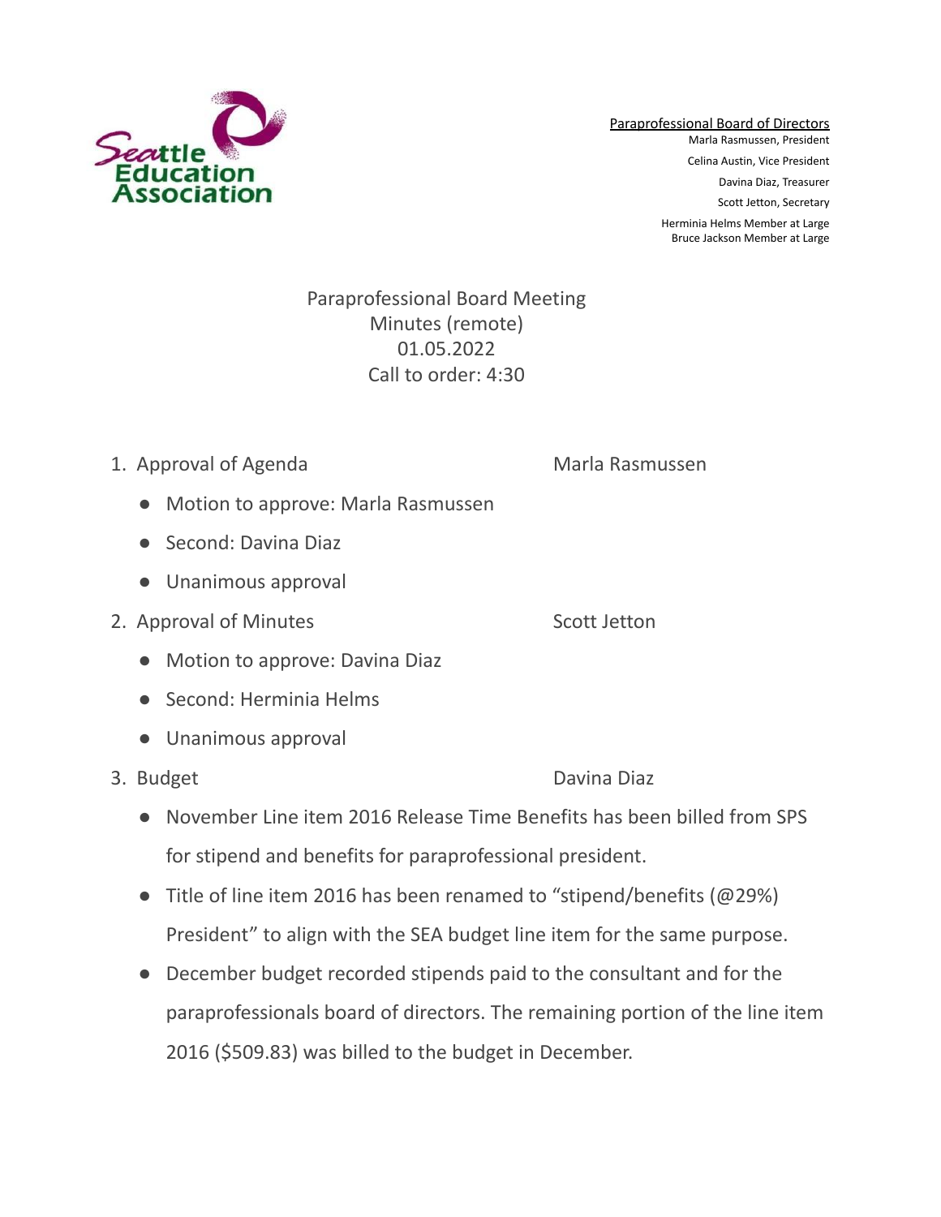Seattle Education Association

Paraprofessional Board of Directors
Marla Rasmussen, President
Celina Austin, Vice President
Davina Diaz, Treasurer
Scott Jetton, Secretary
Herminia Helms Member at Large
Bruce Jackson Member at Large

# Paraprofessional Board Meeting
## Minutes (remote)
## 01.05.2022
## Call to order: 4:30

1. Approval of Agenda — Marla Rasmussen
    - Motion to approve: Marla Rasmussen
    - Second: Davina Diaz
    - Unanimous approval
2. Approval of Minutes — Scott Jetton
    - Motion to approve: Davina Diaz
    - Second: Herminia Helms
    - Unanimous approval
3. Budget — Davina Diaz
    - November Line item 2016 Release Time Benefits has been billed from SPS for stipend and benefits for paraprofessional president.
    - Title of line item 2016 has been renamed to "stipend/benefits (@29%) President" to align with the SEA budget line item for the same purpose.
    - December budget recorded stipends paid to the consultant and for the paraprofessionals board of directors. The remaining portion of the line item 2016 ($509.83) was billed to the budget in December.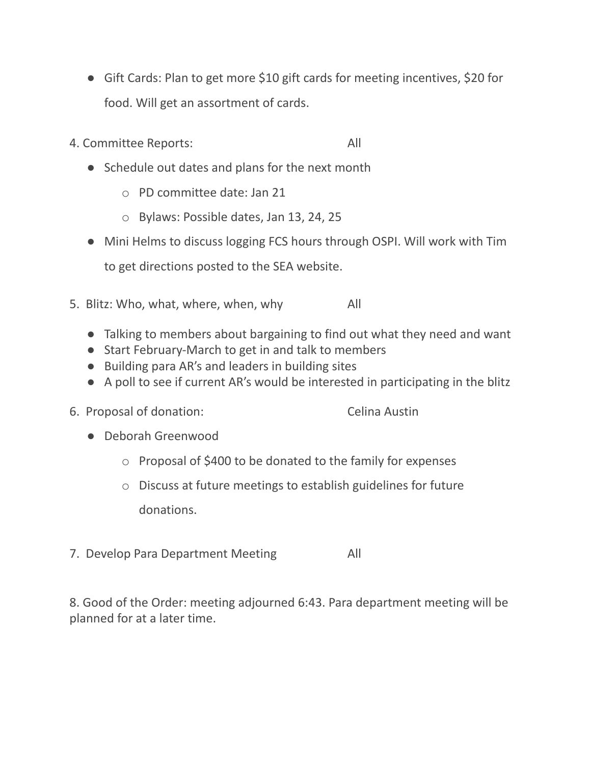- Gift Cards: Plan to get more $10 gift cards for meeting incentives, $20 for food. Will get an assortment of cards.

4. Committee Reports: All

- Schedule out dates and plans for the next month
  - PD committee date: Jan 21
  - Bylaws: Possible dates, Jan 13, 24, 25
- Mini Helms to discuss logging FCS hours through OSPI. Will work with Tim to get directions posted to the SEA website.

5. Blitz: Who, what, where, when, why All

- Talking to members about bargaining to find out what they need and want
- Start February-March to get in and talk to members
- Building para AR's and leaders in building sites
- A poll to see if current AR's would be interested in participating in the blitz

6. Proposal of donation: Celina Austin

- Deborah Greenwood
  - Proposal of $400 to be donated to the family for expenses
  - Discuss at future meetings to establish guidelines for future donations.

7. Develop Para Department Meeting All

8. Good of the Order: meeting adjourned 6:43. Para department meeting will be planned for at a later time.